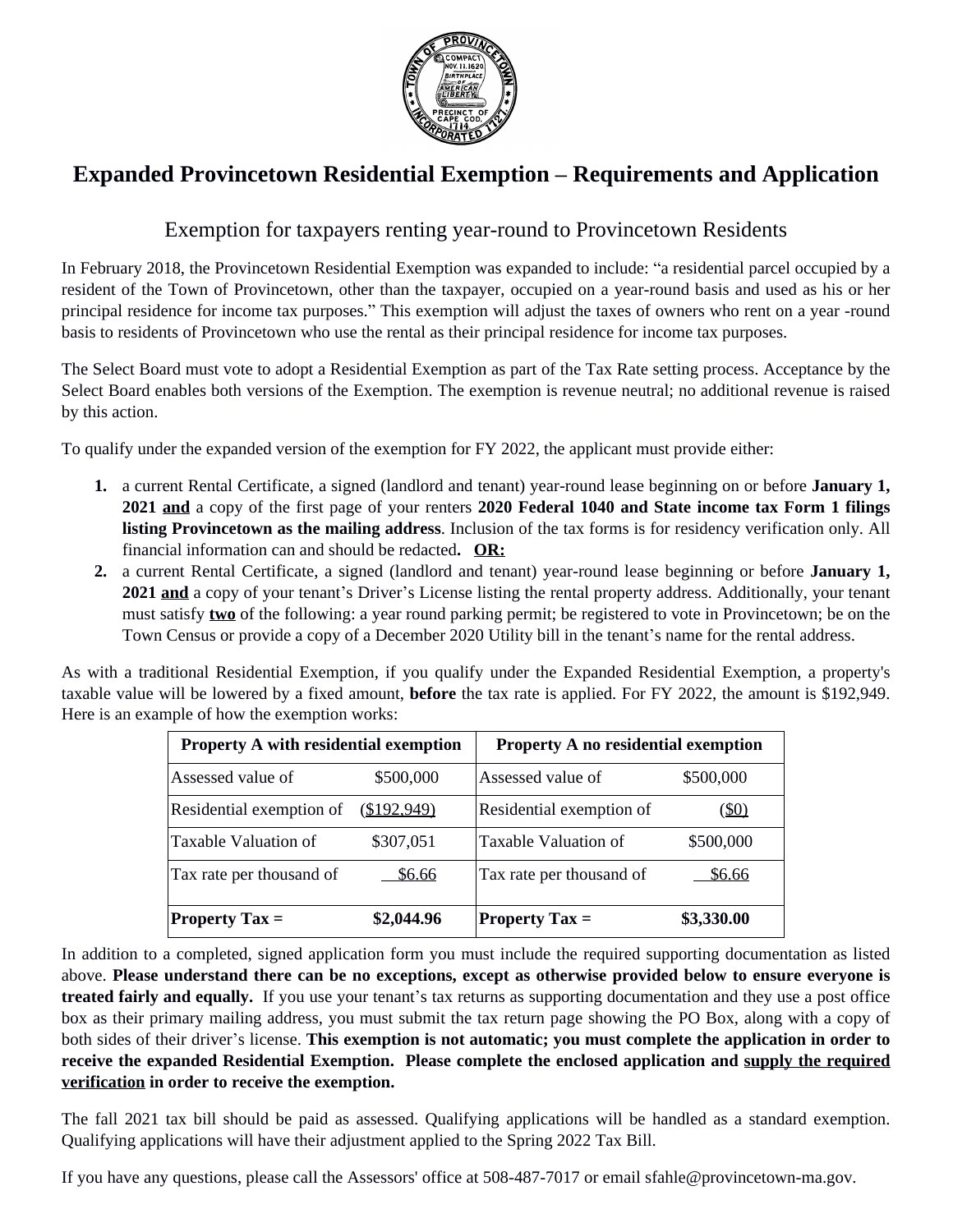# Expanded Provincetown Residential Exemption – Requirements and Application

## Exemption for taxpayers renting year-round to Provincetown Residents

In February 2018, the Provincetown Residential Exemption was expanded to include: "a residential parcel occupied by a resident of the Town of Provincetown, other than the taxpayer, occupied on a year-round basis and used as his or her principal residence for income tax purposes." This exemption will adjust the taxes of owners who rent on a year -round basis to residents of Provincetown who use the rental as their principal residence for income tax purposes.

The Select Board must vote to adopt a Residential Exemption as part of the Tax Rate setting process. Acceptance by the Select Board enables both versions of the Exemption. The exemption is revenue neutral; no additional revenue is raised by this action.

To qualify under the expanded version of the exemption for FY 2022, the applicant must provide either:

1. a current Rental Certificate, a signed (landlord and tenant) year-round lease beginning on or before **January 1, 2021 <u>and</u>** a copy of the first page of your renters **2020 Federal 1040 and State income tax Form 1 filings listing Provincetown as the mailing address**. Inclusion of the tax forms is for residency verification only. All financial information can and should be redacted**. <u>OR:</u>**
2. a current Rental Certificate, a signed (landlord and tenant) year-round lease beginning or before **January 1, 2021 <u>and</u>** a copy of your tenant's Driver's License listing the rental property address. Additionally, your tenant must satisfy **<u>two</u>** of the following: a year round parking permit; be registered to vote in Provincetown; be on the Town Census or provide a copy of a December 2020 Utility bill in the tenant's name for the rental address.

As with a traditional Residential Exemption, if you qualify under the Expanded Residential Exemption, a property's taxable value will be lowered by a fixed amount, **before** the tax rate is applied. For FY 2022, the amount is $192,949. Here is an example of how the exemption works:

| **Property A with residential exemption** | | **Property A no residential exemption** | |
|---|---|---|---|
| Assessed value of | $500,000 | Assessed value of | $500,000 |
| Residential exemption of | ($192,949) | Residential exemption of | ($0) |
| Taxable Valuation of | $307,051 | Taxable Valuation of | $500,000 |
| Tax rate per thousand of | $6.66 | Tax rate per thousand of | $6.66 |
| **Property Tax =** | **$2,044.96** | **Property Tax =** | **$3,330.00** |

In addition to a completed, signed application form you must include the required supporting documentation as listed above. **Please understand there can be no exceptions, except as otherwise provided below to ensure everyone is treated fairly and equally.** If you use your tenant's tax returns as supporting documentation and they use a post office box as their primary mailing address, you must submit the tax return page showing the PO Box, along with a copy of both sides of their driver's license. **This exemption is not automatic; you must complete the application in order to receive the expanded Residential Exemption. Please complete the enclosed application and <u>supply the required verification</u> in order to receive the exemption.**

The fall 2021 tax bill should be paid as assessed. Qualifying applications will be handled as a standard exemption. Qualifying applications will have their adjustment applied to the Spring 2022 Tax Bill.

If you have any questions, please call the Assessors' office at 508-487-7017 or email sfahle@provincetown-ma.gov.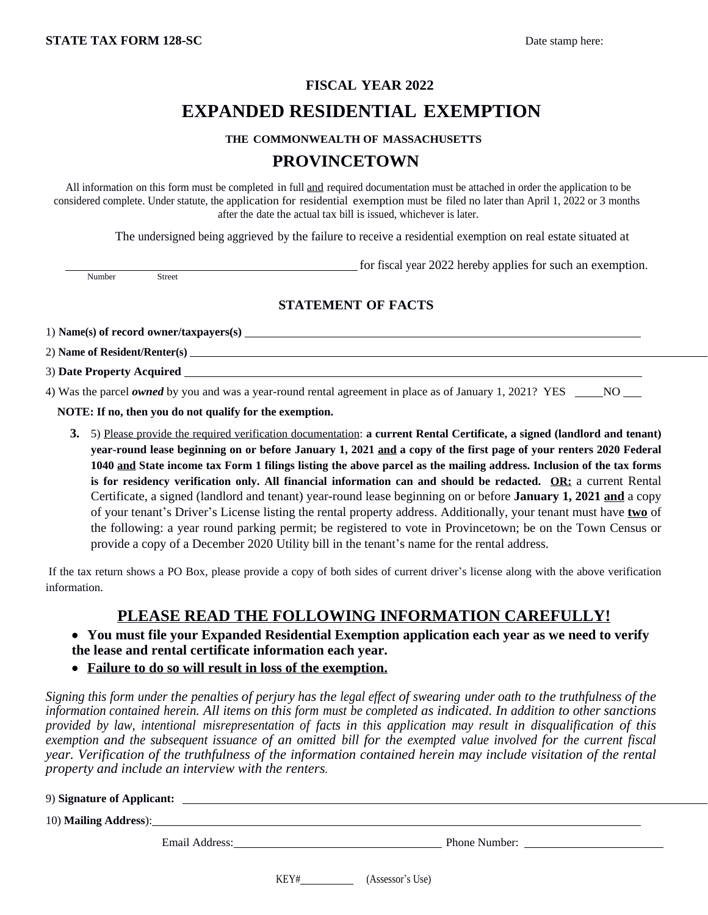**STATE TAX FORM 128-SC** Date stamp here:

**FISCAL YEAR 2022**

# EXPANDED RESIDENTIAL EXEMPTION

**THE COMMONWEALTH OF MASSACHUSETTS**

## PROVINCETOWN

All information on this form must be completed in full <u>and</u> required documentation must be attached in order the application to be considered complete. Under statute, the application for residential exemption must be filed no later than April 1, 2022 or 3 months after the date the actual tax bill is issued, whichever is later.

The undersigned being aggrieved by the failure to receive a residential exemption on real estate situated at

______________________________ for fiscal year 2022 hereby applies for such an exemption.
Number Street

### STATEMENT OF FACTS

1) **Name(s) of record owner/taxpayers(s)** ______________________________

2) **Name of Resident/Renter(s)** ______________________________

3) **Date Property Acquired** ______________________________

4) Was the parcel ***owned*** by you and was a year-round rental agreement in place as of January 1, 2021? YES _____ NO ___

**NOTE: If no, then you do not qualify for the exemption.**

**3.** 5) <u>Please provide the required verification documentation</u>: **a current Rental Certificate, a signed (landlord and tenant) year-round lease beginning on or before January 1, 2021 <u>and</u> a copy of the first page of your renters 2020 Federal 1040 <u>and</u> State income tax Form 1 filings listing the above parcel as the mailing address. Inclusion of the tax forms is for residency verification only. All financial information can and should be redacted. <u>OR:</u>** a current Rental Certificate, a signed (landlord and tenant) year-round lease beginning on or before **January 1, 2021 <u>and</u>** a copy of your tenant's Driver's License listing the rental property address. Additionally, your tenant must have **<u>two</u>** of the following: a year round parking permit; be registered to vote in Provincetown; be on the Town Census or provide a copy of a December 2020 Utility bill in the tenant's name for the rental address.

If the tax return shows a PO Box, please provide a copy of both sides of current driver's license along with the above verification information.

## <u>PLEASE READ THE FOLLOWING INFORMATION CAREFULLY!</u>

- **You must file your Expanded Residential Exemption application each year as we need to verify the lease and rental certificate information each year.**
- **<u>Failure to do so will result in loss of the exemption.</u>**

*Signing this form under the penalties of perjury has the legal effect of swearing under oath to the truthfulness of the information contained herein. All items on this form must be completed as indicated. In addition to other sanctions provided by law, intentional misrepresentation of facts in this application may result in disqualification of this exemption and the subsequent issuance of an omitted bill for the exempted value involved for the current fiscal year. Verification of the truthfulness of the information contained herein may include visitation of the rental property and include an interview with the renters.*

9) **Signature of Applicant:** ______________________________

10) **Mailing Address**): ______________________________

Email Address: ______________________________ Phone Number: ______________________________

KEY#__________ (Assessor's Use)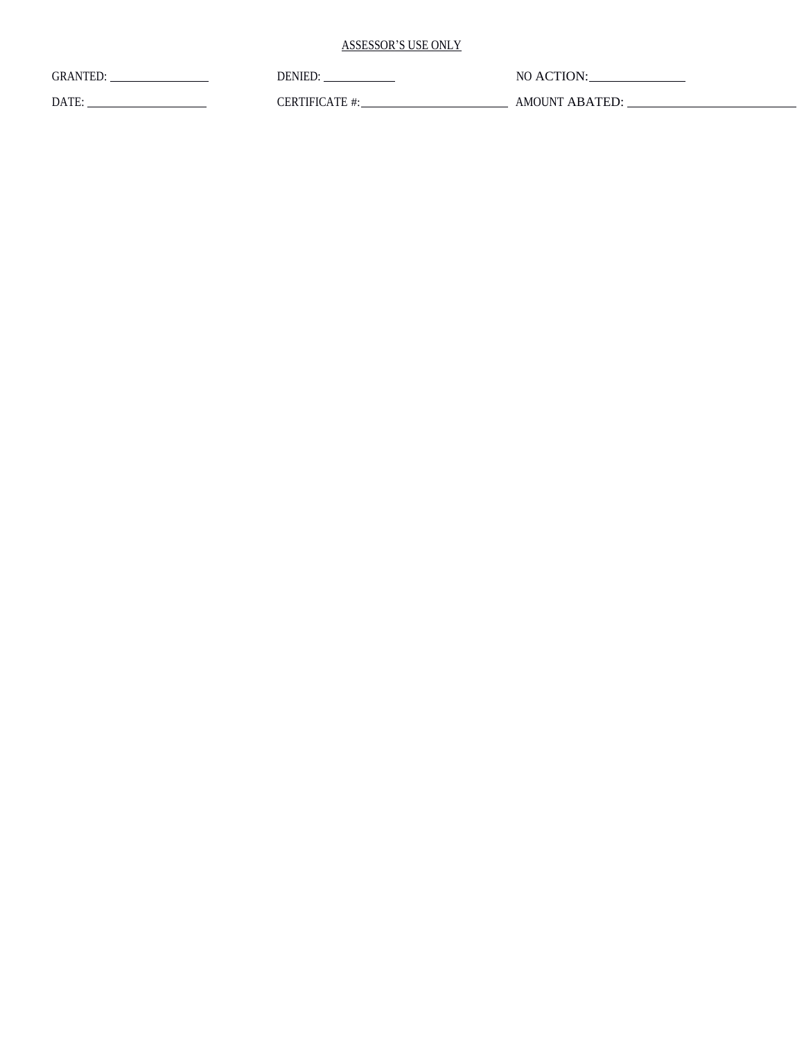ASSESSOR'S USE ONLY

GRANTED: ________________ DENIED: ____________ NO ACTION: ________________

DATE: ____________________ CERTIFICATE #: ________________________ AMOUNT ABATED: ____________________________